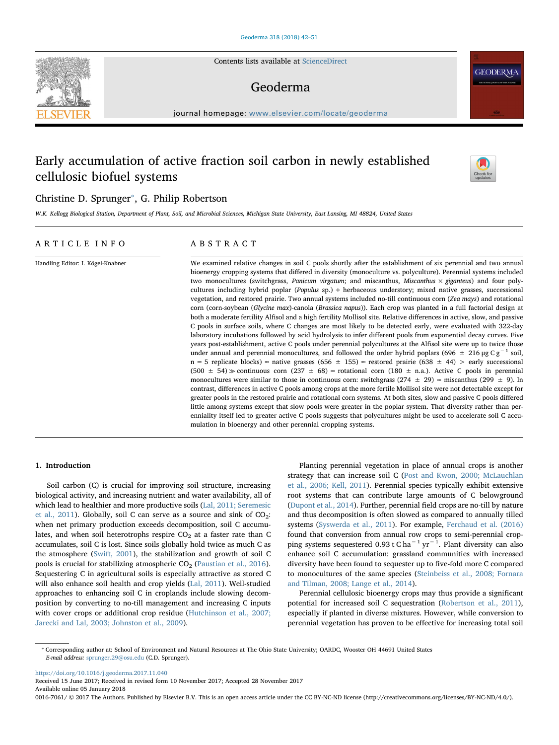Contents lists available at ScienceDirect

# Geoderma

journal homepage: www.elsevier.com/locate/geoderma

# Early accumulation of active fraction soil carbon in newly established cellulosic biofuel systems

Christine D. Sprunger*, G. Philip Robertson

*W.K. Kellogg Biological Station, Department of Plant, Soil, and Microbial Sciences, Michigan State University, East Lansing, MI 48824, United States*

## ARTICLE INFO

Handling Editor: I. Kögel-Knabner

## ABSTRACT

We examined relative changes in soil C pools shortly after the establishment of six perennial and two annual bioenergy cropping systems that differed in diversity (monoculture vs. polyculture). Perennial systems included two monocultures (switchgrass, *Panicum virgatum*; and miscanthus, *Miscanthus* × *giganteus*) and four polycultures including hybrid poplar (*Populus* sp.) + herbaceous understory; mixed native grasses, successional vegetation, and restored prairie. Two annual systems included no-till continuous corn (*Zea mays*) and rotational corn (corn-soybean (*Glycine max*)-canola (*Brassica napus*)). Each crop was planted in a full factorial design at both a moderate fertility Alfisol and a high fertility Mollisol site. Relative differences in active, slow, and passive C pools in surface soils, where C changes are most likely to be detected early, were evaluated with 322-day laboratory incubations followed by acid hydrolysis to infer different pools from exponential decay curves. Five years post-establishment, active C pools under perennial polycultures at the Alfisol site were up to twice those under annual and perennial monocultures, and followed the order hybrid poplars (696 ± 216 μg C g$^{-1}$ soil, n = 5 replicate blocks) ≈ native grasses (656 ± 155) ≈ restored prairie (638 ± 44) > early successional (500 ± 54) ≫ continuous corn (237 ± 68) ≈ rotational corn (180 ± n.a.). Active C pools in perennial monocultures were similar to those in continuous corn: switchgrass (274 ± 29) ≈ miscanthus (299 ± 9). In contrast, differences in active C pools among crops at the more fertile Mollisol site were not detectable except for greater pools in the restored prairie and rotational corn systems. At both sites, slow and passive C pools differed little among systems except that slow pools were greater in the poplar system. That diversity rather than perenniality itself led to greater active C pools suggests that polycultures might be used to accelerate soil C accumulation in bioenergy and other perennial cropping systems.

## 1. Introduction

Soil carbon (C) is crucial for improving soil structure, increasing biological activity, and increasing nutrient and water availability, all of which lead to healthier and more productive soils (Lal, 2011; Seremesic et al., 2011). Globally, soil C can serve as a source and sink of $CO_2$: when net primary production exceeds decomposition, soil C accumulates, and when soil heterotrophs respire $CO_2$ at a faster rate than C accumulates, soil C is lost. Since soils globally hold twice as much C as the atmosphere (Swift, 2001), the stabilization and growth of soil C pools is crucial for stabilizing atmospheric $CO_2$ (Paustian et al., 2016). Sequestering C in agricultural soils is especially attractive as stored C will also enhance soil health and crop yields (Lal, 2011). Well-studied approaches to enhancing soil C in croplands include slowing decomposition by converting to no-till management and increasing C inputs with cover crops or additional crop residue (Hutchinson et al., 2007; Jarecki and Lal, 2003; Johnston et al., 2009).

Planting perennial vegetation in place of annual crops is another strategy that can increase soil C (Post and Kwon, 2000; McLauchlan et al., 2006; Kell, 2011). Perennial species typically exhibit extensive root systems that can contribute large amounts of C belowground (Dupont et al., 2014). Further, perennial field crops are no-till by nature and thus decomposition is often slowed as compared to annually tilled systems (Syswerda et al., 2011). For example, Ferchaud et al. (2016) found that conversion from annual row crops to semi-perennial cropping systems sequestered 0.93 t C ha$^{-1}$ yr$^{-1}$. Plant diversity can also enhance soil C accumulation: grassland communities with increased diversity have been found to sequester up to five-fold more C compared to monocultures of the same species (Steinbeiss et al., 2008; Fornara and Tilman, 2008; Lange et al., 2014).

Perennial cellulosic bioenergy crops may thus provide a significant potential for increased soil C sequestration (Robertson et al., 2011), especially if planted in diverse mixtures. However, while conversion to perennial vegetation has proven to be effective for increasing total soil

* Corresponding author at: School of Environment and Natural Resources at The Ohio State University; OARDC, Wooster OH 44691 United States
*E-mail address:* sprunger.29@osu.edu (C.D. Sprunger).

https://doi.org/10.1016/j.geoderma.2017.11.040
Received 15 June 2017; Received in revised form 10 November 2017; Accepted 28 November 2017
Available online 05 January 2018
0016-7061/ © 2017 The Authors. Published by Elsevier B.V. This is an open access article under the CC BY-NC-ND license (http://creativecommons.org/licenses/BY-NC-ND/4.0/).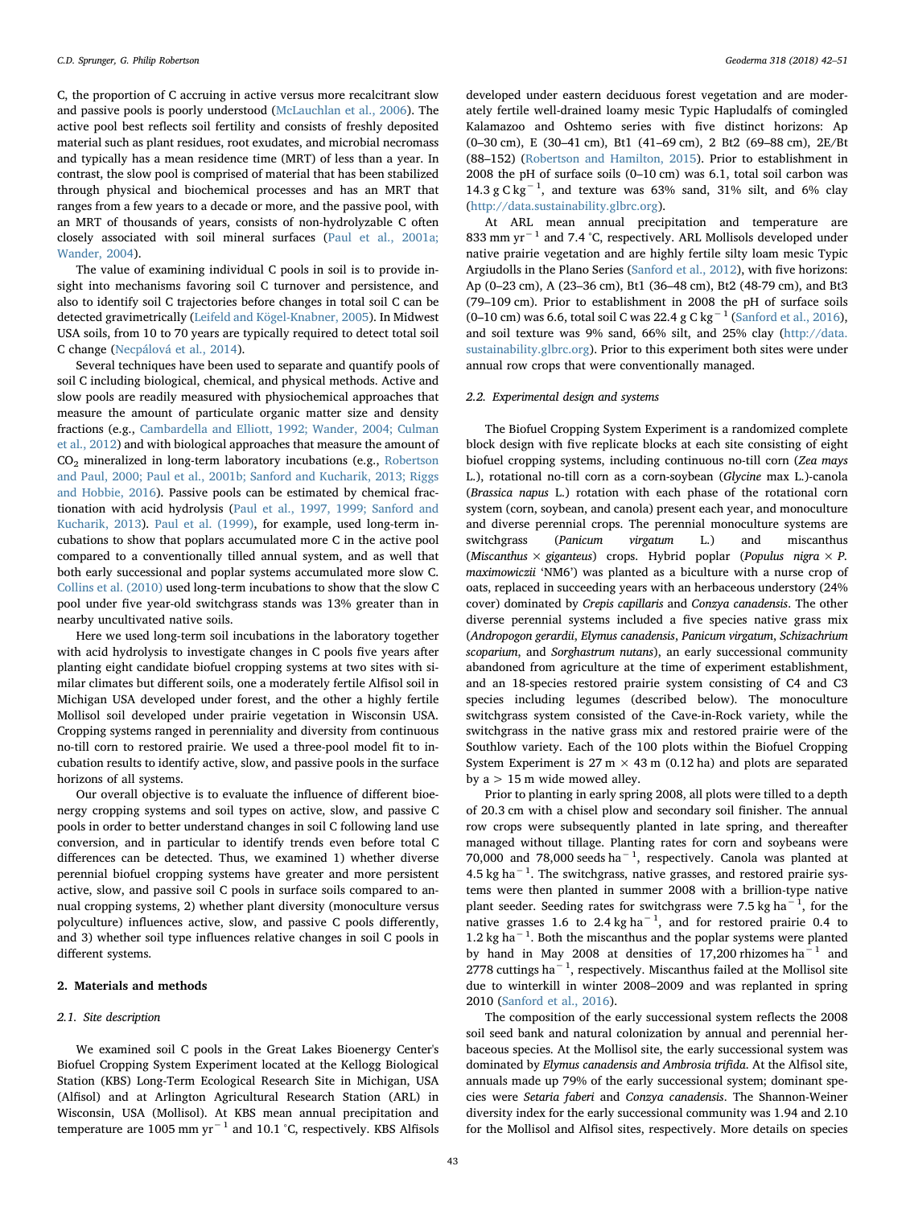C, the proportion of C accruing in active versus more recalcitrant slow and passive pools is poorly understood (McLauchlan et al., 2006). The active pool best reflects soil fertility and consists of freshly deposited material such as plant residues, root exudates, and microbial necromass and typically has a mean residence time (MRT) of less than a year. In contrast, the slow pool is comprised of material that has been stabilized through physical and biochemical processes and has an MRT that ranges from a few years to a decade or more, and the passive pool, with an MRT of thousands of years, consists of non-hydrolyzable C often closely associated with soil mineral surfaces (Paul et al., 2001a; Wander, 2004).

The value of examining individual C pools in soil is to provide insight into mechanisms favoring soil C turnover and persistence, and also to identify soil C trajectories before changes in total soil C can be detected gravimetrically (Leifeld and Kögel-Knabner, 2005). In Midwest USA soils, from 10 to 70 years are typically required to detect total soil C change (Necpálová et al., 2014).

Several techniques have been used to separate and quantify pools of soil C including biological, chemical, and physical methods. Active and slow pools are readily measured with physiochemical approaches that measure the amount of particulate organic matter size and density fractions (e.g., Cambardella and Elliott, 1992; Wander, 2004; Culman et al., 2012) and with biological approaches that measure the amount of $CO_2$ mineralized in long-term laboratory incubations (e.g., Robertson and Paul, 2000; Paul et al., 2001b; Sanford and Kucharik, 2013; Riggs and Hobbie, 2016). Passive pools can be estimated by chemical fractionation with acid hydrolysis (Paul et al., 1997, 1999; Sanford and Kucharik, 2013). Paul et al. (1999), for example, used long-term incubations to show that poplars accumulated more C in the active pool compared to a conventionally tilled annual system, and as well that both early successional and poplar systems accumulated more slow C. Collins et al. (2010) used long-term incubations to show that the slow C pool under five year-old switchgrass stands was 13% greater than in nearby uncultivated native soils.

Here we used long-term soil incubations in the laboratory together with acid hydrolysis to investigate changes in C pools five years after planting eight candidate biofuel cropping systems at two sites with similar climates but different soils, one a moderately fertile Alfisol soil in Michigan USA developed under forest, and the other a highly fertile Mollisol soil developed under prairie vegetation in Wisconsin USA. Cropping systems ranged in perenniality and diversity from continuous no-till corn to restored prairie. We used a three-pool model fit to incubation results to identify active, slow, and passive pools in the surface horizons of all systems.

Our overall objective is to evaluate the influence of different bioenergy cropping systems and soil types on active, slow, and passive C pools in order to better understand changes in soil C following land use conversion, and in particular to identify trends even before total C differences can be detected. Thus, we examined 1) whether diverse perennial biofuel cropping systems have greater and more persistent active, slow, and passive soil C pools in surface soils compared to annual cropping systems, 2) whether plant diversity (monoculture versus polyculture) influences active, slow, and passive C pools differently, and 3) whether soil type influences relative changes in soil C pools in different systems.

## 2. Materials and methods

### 2.1. Site description

We examined soil C pools in the Great Lakes Bioenergy Center's Biofuel Cropping System Experiment located at the Kellogg Biological Station (KBS) Long-Term Ecological Research Site in Michigan, USA (Alfisol) and at Arlington Agricultural Research Station (ARL) in Wisconsin, USA (Mollisol). At KBS mean annual precipitation and temperature are 1005 mm $yr^{-1}$ and 10.1 °C, respectively. KBS Alfisols developed under eastern deciduous forest vegetation and are moderately fertile well-drained loamy mesic Typic Hapludalfs of comingled Kalamazoo and Oshtemo series with five distinct horizons: Ap (0–30 cm), E (30–41 cm), Bt1 (41–69 cm), 2 Bt2 (69–88 cm), 2E/Bt (88–152) (Robertson and Hamilton, 2015). Prior to establishment in 2008 the pH of surface soils (0–10 cm) was 6.1, total soil carbon was 14.3 g C $kg^{-1}$, and texture was 63% sand, 31% silt, and 6% clay (http://data.sustainability.glbrc.org).

At ARL mean annual precipitation and temperature are 833 mm $yr^{-1}$ and 7.4 °C, respectively. ARL Mollisols developed under native prairie vegetation and are highly fertile silty loam mesic Typic Argiudolls in the Plano Series (Sanford et al., 2012), with five horizons: Ap (0–23 cm), A (23–36 cm), Bt1 (36–48 cm), Bt2 (48-79 cm), and Bt3 (79–109 cm). Prior to establishment in 2008 the pH of surface soils (0–10 cm) was 6.6, total soil C was 22.4 g C $kg^{-1}$ (Sanford et al., 2016), and soil texture was 9% sand, 66% silt, and 25% clay (http://data.sustainability.glbrc.org). Prior to this experiment both sites were under annual row crops that were conventionally managed.

### 2.2. Experimental design and systems

The Biofuel Cropping System Experiment is a randomized complete block design with five replicate blocks at each site consisting of eight biofuel cropping systems, including continuous no-till corn (*Zea mays* L.), rotational no-till corn as a corn-soybean (*Glycine* max L.)-canola (*Brassica napus* L.) rotation with each phase of the rotational corn system (corn, soybean, and canola) present each year, and monoculture and diverse perennial crops. The perennial monoculture systems are switchgrass (*Panicum virgatum* L.) and miscanthus (*Miscanthus* × *giganteus*) crops. Hybrid poplar (*Populus nigra* × *P. maximowiczii* 'NM6') was planted as a biculture with a nurse crop of oats, replaced in succeeding years with an herbaceous understory (24% cover) dominated by *Crepis capillaris* and *Conzya canadensis*. The other diverse perennial systems included a five species native grass mix (*Andropogon gerardii*, *Elymus canadensis*, *Panicum virgatum*, *Schizachrium scoparium*, and *Sorghastrum nutans*), an early successional community abandoned from agriculture at the time of experiment establishment, and an 18-species restored prairie system consisting of C4 and C3 species including legumes (described below). The monoculture switchgrass system consisted of the Cave-in-Rock variety, while the switchgrass in the native grass mix and restored prairie were of the Southlow variety. Each of the 100 plots within the Biofuel Cropping System Experiment is 27 m × 43 m (0.12 ha) and plots are separated by a > 15 m wide mowed alley.

Prior to planting in early spring 2008, all plots were tilled to a depth of 20.3 cm with a chisel plow and secondary soil finisher. The annual row crops were subsequently planted in late spring, and thereafter managed without tillage. Planting rates for corn and soybeans were 70,000 and 78,000 seeds $ha^{-1}$, respectively. Canola was planted at 4.5 kg $ha^{-1}$. The switchgrass, native grasses, and restored prairie systems were then planted in summer 2008 with a brillion-type native plant seeder. Seeding rates for switchgrass were 7.5 kg $ha^{-1}$, for the native grasses 1.6 to 2.4 kg $ha^{-1}$, and for restored prairie 0.4 to 1.2 kg $ha^{-1}$. Both the miscanthus and the poplar systems were planted by hand in May 2008 at densities of 17,200 rhizomes $ha^{-1}$ and 2778 cuttings $ha^{-1}$, respectively. Miscanthus failed at the Mollisol site due to winterkill in winter 2008–2009 and was replanted in spring 2010 (Sanford et al., 2016).

The composition of the early successional system reflects the 2008 soil seed bank and natural colonization by annual and perennial herbaceous species. At the Mollisol site, the early successional system was dominated by *Elymus canadensis and Ambrosia trifida*. At the Alfisol site, annuals made up 79% of the early successional system; dominant species were *Setaria faberi* and *Conzya canadensis*. The Shannon-Weiner diversity index for the early successional community was 1.94 and 2.10 for the Mollisol and Alfisol sites, respectively. More details on species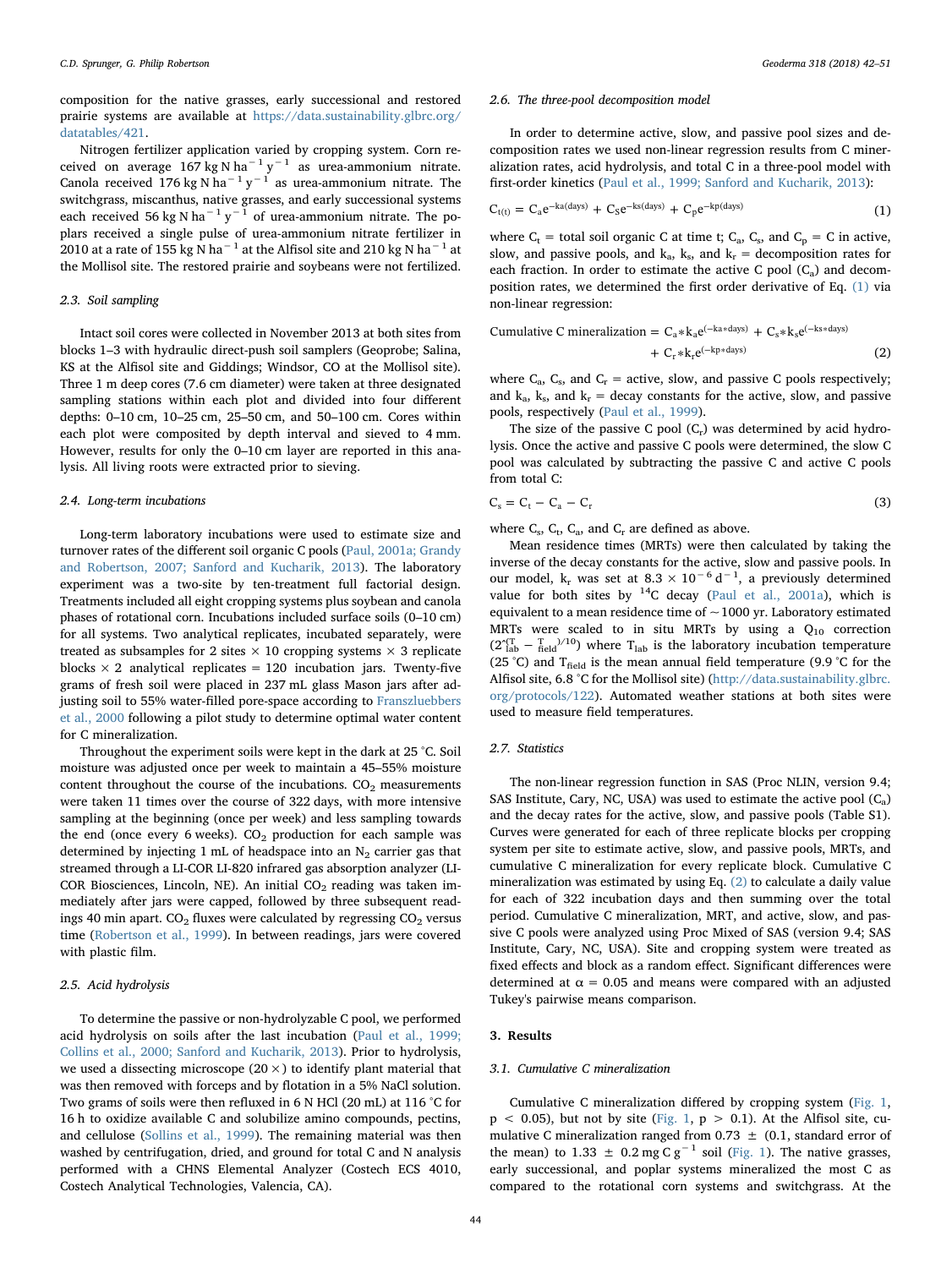composition for the native grasses, early successional and restored prairie systems are available at https://data.sustainability.glbrc.org/datatables/421.

Nitrogen fertilizer application varied by cropping system. Corn received on average 167 kg N $ha^{-1}$ $y^{-1}$ as urea-ammonium nitrate. Canola received 176 kg N $ha^{-1}$ $y^{-1}$ as urea-ammonium nitrate. The switchgrass, miscanthus, native grasses, and early successional systems each received 56 kg N $ha^{-1}$ $y^{-1}$ of urea-ammonium nitrate. The poplars received a single pulse of urea-ammonium nitrate fertilizer in 2010 at a rate of 155 kg N $ha^{-1}$ at the Alfisol site and 210 kg N $ha^{-1}$ at the Mollisol site. The restored prairie and soybeans were not fertilized.

### 2.3. Soil sampling

Intact soil cores were collected in November 2013 at both sites from blocks 1–3 with hydraulic direct-push soil samplers (Geoprobe; Salina, KS at the Alfisol site and Giddings; Windsor, CO at the Mollisol site). Three 1 m deep cores (7.6 cm diameter) were taken at three designated sampling stations within each plot and divided into four different depths: 0–10 cm, 10–25 cm, 25–50 cm, and 50–100 cm. Cores within each plot were composited by depth interval and sieved to 4 mm. However, results for only the 0–10 cm layer are reported in this analysis. All living roots were extracted prior to sieving.

### 2.4. Long-term incubations

Long-term laboratory incubations were used to estimate size and turnover rates of the different soil organic C pools (Paul, 2001a; Grandy and Robertson, 2007; Sanford and Kucharik, 2013). The laboratory experiment was a two-site by ten-treatment full factorial design. Treatments included all eight cropping systems plus soybean and canola phases of rotational corn. Incubations included surface soils (0–10 cm) for all systems. Two analytical replicates, incubated separately, were treated as subsamples for 2 sites × 10 cropping systems × 3 replicate blocks × 2 analytical replicates = 120 incubation jars. Twenty-five grams of fresh soil were placed in 237 mL glass Mason jars after adjusting soil to 55% water-filled pore-space according to Franszluebbers et al., 2000 following a pilot study to determine optimal water content for C mineralization.

Throughout the experiment soils were kept in the dark at 25 °C. Soil moisture was adjusted once per week to maintain a 45–55% moisture content throughout the course of the incubations. $CO_2$ measurements were taken 11 times over the course of 322 days, with more intensive sampling at the beginning (once per week) and less sampling towards the end (once every 6 weeks). $CO_2$ production for each sample was determined by injecting 1 mL of headspace into an $N_2$ carrier gas that streamed through a LI-COR LI-820 infrared gas absorption analyzer (LI-COR Biosciences, Lincoln, NE). An initial $CO_2$ reading was taken immediately after jars were capped, followed by three subsequent readings 40 min apart. $CO_2$ fluxes were calculated by regressing $CO_2$ versus time (Robertson et al., 1999). In between readings, jars were covered with plastic film.

### 2.5. Acid hydrolysis

To determine the passive or non-hydrolyzable C pool, we performed acid hydrolysis on soils after the last incubation (Paul et al., 1999; Collins et al., 2000; Sanford and Kucharik, 2013). Prior to hydrolysis, we used a dissecting microscope (20 ×) to identify plant material that was then removed with forceps and by flotation in a 5% NaCl solution. Two grams of soils were then refluxed in 6 N HCl (20 mL) at 116 °C for 16 h to oxidize available C and solubilize amino compounds, pectins, and cellulose (Sollins et al., 1999). The remaining material was then washed by centrifugation, dried, and ground for total C and N analysis performed with a CHNS Elemental Analyzer (Costech ECS 4010, Costech Analytical Technologies, Valencia, CA).

### 2.6. The three-pool decomposition model

In order to determine active, slow, and passive pool sizes and decomposition rates we used non-linear regression results from C mineralization rates, acid hydrolysis, and total C in a three-pool model with first-order kinetics (Paul et al., 1999; Sanford and Kucharik, 2013):

$$C_{t(t)} = C_a e^{-ka(\text{days})} + C_S e^{-ks(\text{days})} + C_p e^{-kp(\text{days})} \tag{1}$$

where $C_t$ = total soil organic C at time t; $C_a$, $C_s$, and $C_p$ = C in active, slow, and passive pools, and $k_a$, $k_s$, and $k_r$ = decomposition rates for each fraction. In order to estimate the active C pool ($C_a$) and decomposition rates, we determined the first order derivative of Eq. (1) via non-linear regression:

$$\text{Cumulative C mineralization} = C_a{*}k_a e^{(-ka{*}\text{days})} + C_s{*}k_s e^{(-ks{*}\text{days})} + C_r{*}k_r e^{(-kp{*}\text{days})} \tag{2}$$

where $C_a$, $C_s$, and $C_r$ = active, slow, and passive C pools respectively; and $k_a$, $k_s$, and $k_r$ = decay constants for the active, slow, and passive pools, respectively (Paul et al., 1999).

The size of the passive C pool ($C_r$) was determined by acid hydrolysis. Once the active and passive C pools were determined, the slow C pool was calculated by subtracting the passive C and active C pools from total C:

$$C_s = C_t - C_a - C_r \tag{3}$$

where $C_s$, $C_t$, $C_a$, and $C_r$ are defined as above.

Mean residence times (MRTs) were then calculated by taking the inverse of the decay constants for the active, slow and passive pools. In our model, $k_r$ was set at $8.3 \times 10^{-6}$ $d^{-1}$, a previously determined value for both sites by $^{14}C$ decay (Paul et al., 2001a), which is equivalent to a mean residence time of ~1000 yr. Laboratory estimated MRTs were scaled to in situ MRTs by using a $Q_{10}$ correction ($2^{(T_{lab} - T_{field})/10}$) where $T_{lab}$ is the laboratory incubation temperature (25 °C) and $T_{field}$ is the mean annual field temperature (9.9 °C for the Alfisol site, 6.8 °C for the Mollisol site) (http://data.sustainability.glbrc.org/protocols/122). Automated weather stations at both sites were used to measure field temperatures.

### 2.7. Statistics

The non-linear regression function in SAS (Proc NLIN, version 9.4; SAS Institute, Cary, NC, USA) was used to estimate the active pool ($C_a$) and the decay rates for the active, slow, and passive pools (Table S1). Curves were generated for each of three replicate blocks per cropping system per site to estimate active, slow, and passive pools, MRTs, and cumulative C mineralization for every replicate block. Cumulative C mineralization was estimated by using Eq. (2) to calculate a daily value for each of 322 incubation days and then summing over the total period. Cumulative C mineralization, MRT, and active, slow, and passive C pools were analyzed using Proc Mixed of SAS (version 9.4; SAS Institute, Cary, NC, USA). Site and cropping system were treated as fixed effects and block as a random effect. Significant differences were determined at $\alpha = 0.05$ and means were compared with an adjusted Tukey's pairwise means comparison.

## 3. Results

### 3.1. Cumulative C mineralization

Cumulative C mineralization differed by cropping system (Fig. 1, $p < 0.05$), but not by site (Fig. 1, $p > 0.1$). At the Alfisol site, cumulative C mineralization ranged from 0.73 ± (0.1, standard error of the mean) to 1.33 ± 0.2 mg C $g^{-1}$ soil (Fig. 1). The native grasses, early successional, and poplar systems mineralized the most C as compared to the rotational corn systems and switchgrass. At the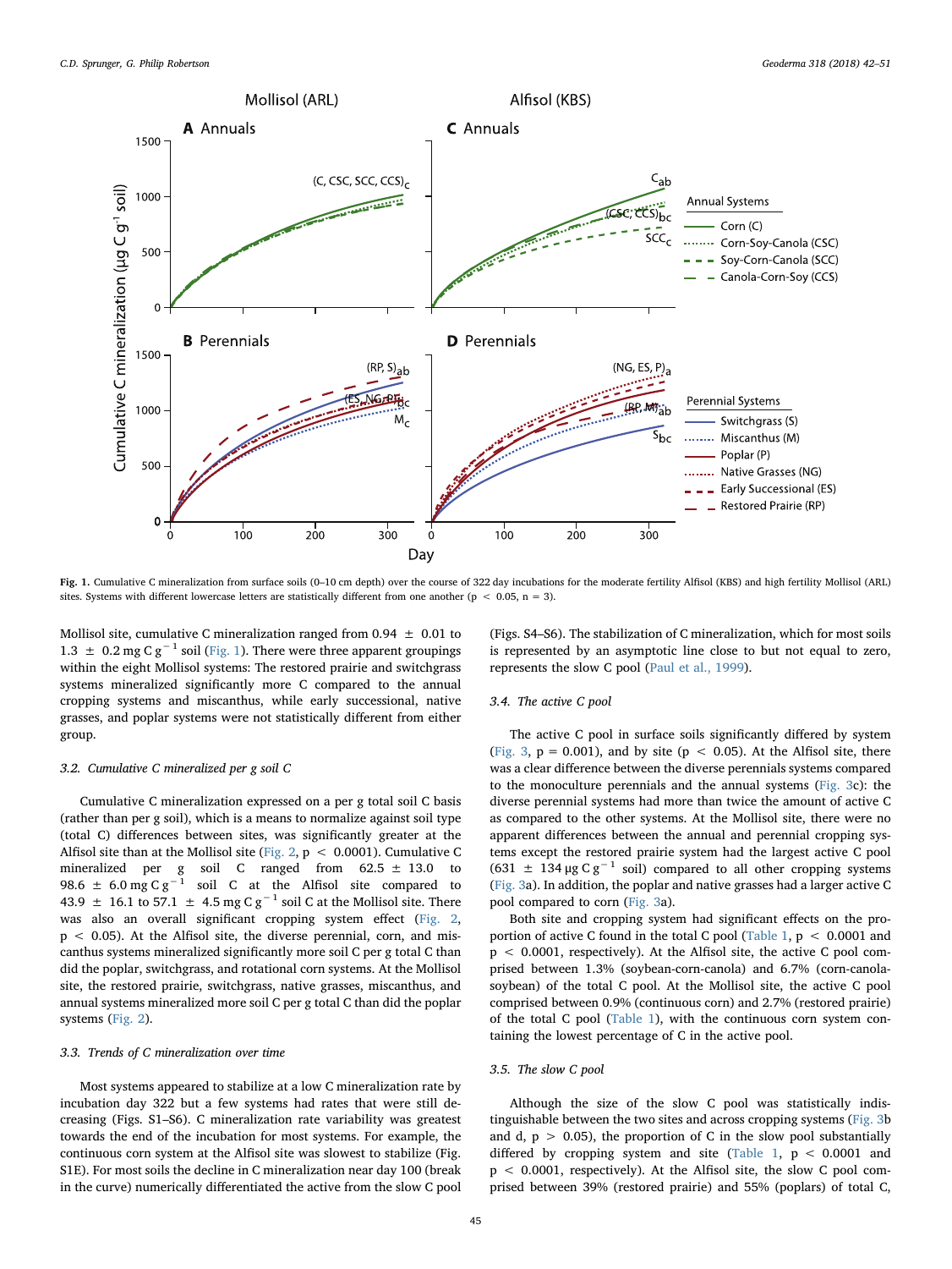Fig. 1. Cumulative C mineralization from surface soils (0–10 cm depth) over the course of 322 day incubations for the moderate fertility Alfisol (KBS) and high fertility Mollisol (ARL) sites. Systems with different lowercase letters are statistically different from one another ($p < 0.05$, $n = 3$).

Mollisol site, cumulative C mineralization ranged from 0.94 ± 0.01 to 1.3 ± 0.2 mg C $g^{-1}$ soil (Fig. 1). There were three apparent groupings within the eight Mollisol systems: The restored prairie and switchgrass systems mineralized significantly more C compared to the annual cropping systems and miscanthus, while early successional, native grasses, and poplar systems were not statistically different from either group.

### 3.2. Cumulative C mineralized per g soil C

Cumulative C mineralization expressed on a per g total soil C basis (rather than per g soil), which is a means to normalize against soil type (total C) differences between sites, was significantly greater at the Alfisol site than at the Mollisol site (Fig. 2, $p < 0.0001$). Cumulative C mineralized per g soil C ranged from 62.5 ± 13.0 to 98.6 ± 6.0 mg C $g^{-1}$ soil C at the Alfisol site compared to 43.9 ± 16.1 to 57.1 ± 4.5 mg C $g^{-1}$ soil C at the Mollisol site. There was also an overall significant cropping system effect (Fig. 2, $p < 0.05$). At the Alfisol site, the diverse perennial, corn, and miscanthus systems mineralized significantly more soil C per g total C than did the poplar, switchgrass, and rotational corn systems. At the Mollisol site, the restored prairie, switchgrass, native grasses, miscanthus, and annual systems mineralized more soil C per g total C than did the poplar systems (Fig. 2).

### 3.3. Trends of C mineralization over time

Most systems appeared to stabilize at a low C mineralization rate by incubation day 322 but a few systems had rates that were still decreasing (Figs. S1–S6). C mineralization rate variability was greatest towards the end of the incubation for most systems. For example, the continuous corn system at the Alfisol site was slowest to stabilize (Fig. S1E). For most soils the decline in C mineralization near day 100 (break in the curve) numerically differentiated the active from the slow C pool (Figs. S4–S6). The stabilization of C mineralization, which for most soils is represented by an asymptotic line close to but not equal to zero, represents the slow C pool (Paul et al., 1999).

### 3.4. The active C pool

The active C pool in surface soils significantly differed by system (Fig. 3, $p = 0.001$), and by site ($p < 0.05$). At the Alfisol site, there was a clear difference between the diverse perennials systems compared to the monoculture perennials and the annual systems (Fig. 3c): the diverse perennial systems had more than twice the amount of active C as compared to the other systems. At the Mollisol site, there were no apparent differences between the annual and perennial cropping systems except the restored prairie system had the largest active C pool (631 ± 134 μg C $g^{-1}$ soil) compared to all other cropping systems (Fig. 3a). In addition, the poplar and native grasses had a larger active C pool compared to corn (Fig. 3a).

Both site and cropping system had significant effects on the proportion of active C found in the total C pool (Table 1, $p < 0.0001$ and $p < 0.0001$, respectively). At the Alfisol site, the active C pool comprised between 1.3% (soybean-corn-canola) and 6.7% (corn-canola-soybean) of the total C pool. At the Mollisol site, the active C pool comprised between 0.9% (continuous corn) and 2.7% (restored prairie) of the total C pool (Table 1), with the continuous corn system containing the lowest percentage of C in the active pool.

### 3.5. The slow C pool

Although the size of the slow C pool was statistically indistinguishable between the two sites and across cropping systems (Fig. 3b and d, $p > 0.05$), the proportion of C in the slow pool substantially differed by cropping system and site (Table 1, $p < 0.0001$ and $p < 0.0001$, respectively). At the Alfisol site, the slow C pool comprised between 39% (restored prairie) and 55% (poplars) of total C,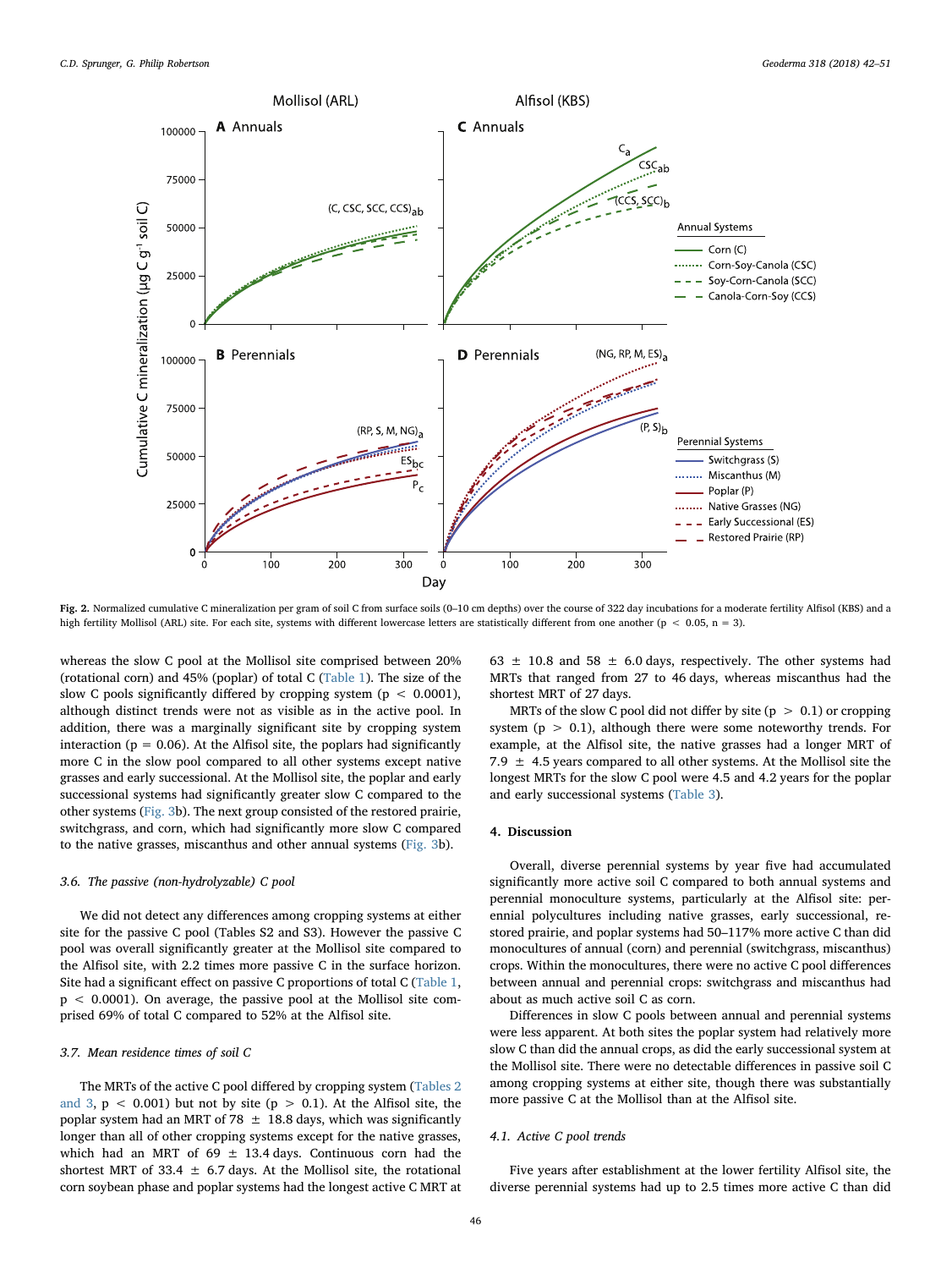Fig. 2. Normalized cumulative C mineralization per gram of soil C from surface soils (0–10 cm depths) over the course of 322 day incubations for a moderate fertility Alfisol (KBS) and a high fertility Mollisol (ARL) site. For each site, systems with different lowercase letters are statistically different from one another ($p < 0.05$, $n = 3$).

whereas the slow C pool at the Mollisol site comprised between 20% (rotational corn) and 45% (poplar) of total C (Table 1). The size of the slow C pools significantly differed by cropping system ($p < 0.0001$), although distinct trends were not as visible as in the active pool. In addition, there was a marginally significant site by cropping system interaction ($p = 0.06$). At the Alfisol site, the poplars had significantly more C in the slow pool compared to all other systems except native grasses and early successional. At the Mollisol site, the poplar and early successional systems had significantly greater slow C compared to the other systems (Fig. 3b). The next group consisted of the restored prairie, switchgrass, and corn, which had significantly more slow C compared to the native grasses, miscanthus and other annual systems (Fig. 3b).

### 3.6. The passive (non-hydrolyzable) C pool

We did not detect any differences among cropping systems at either site for the passive C pool (Tables S2 and S3). However the passive C pool was overall significantly greater at the Mollisol site compared to the Alfisol site, with 2.2 times more passive C in the surface horizon. Site had a significant effect on passive C proportions of total C (Table 1, $p < 0.0001$). On average, the passive pool at the Mollisol site comprised 69% of total C compared to 52% at the Alfisol site.

### 3.7. Mean residence times of soil C

The MRTs of the active C pool differed by cropping system (Tables 2 and 3, $p < 0.001$) but not by site ($p > 0.1$). At the Alfisol site, the poplar system had an MRT of 78 ± 18.8 days, which was significantly longer than all of other cropping systems except for the native grasses, which had an MRT of 69 ± 13.4 days. Continuous corn had the shortest MRT of 33.4 ± 6.7 days. At the Mollisol site, the rotational corn soybean phase and poplar systems had the longest active C MRT at 63 ± 10.8 and 58 ± 6.0 days, respectively. The other systems had MRTs that ranged from 27 to 46 days, whereas miscanthus had the shortest MRT of 27 days.

MRTs of the slow C pool did not differ by site ($p > 0.1$) or cropping system ($p > 0.1$), although there were some noteworthy trends. For example, at the Alfisol site, the native grasses had a longer MRT of 7.9 ± 4.5 years compared to all other systems. At the Mollisol site the longest MRTs for the slow C pool were 4.5 and 4.2 years for the poplar and early successional systems (Table 3).

## 4. Discussion

Overall, diverse perennial systems by year five had accumulated significantly more active soil C compared to both annual systems and perennial monoculture systems, particularly at the Alfisol site: perennial polycultures including native grasses, early successional, restored prairie, and poplar systems had 50–117% more active C than did monocultures of annual (corn) and perennial (switchgrass, miscanthus) crops. Within the monocultures, there were no active C pool differences between annual and perennial crops: switchgrass and miscanthus had about as much active soil C as corn.

Differences in slow C pools between annual and perennial systems were less apparent. At both sites the poplar system had relatively more slow C than did the annual crops, as did the early successional system at the Mollisol site. There were no detectable differences in passive soil C among cropping systems at either site, though there was substantially more passive C at the Mollisol than at the Alfisol site.

### 4.1. Active C pool trends

Five years after establishment at the lower fertility Alfisol site, the diverse perennial systems had up to 2.5 times more active C than did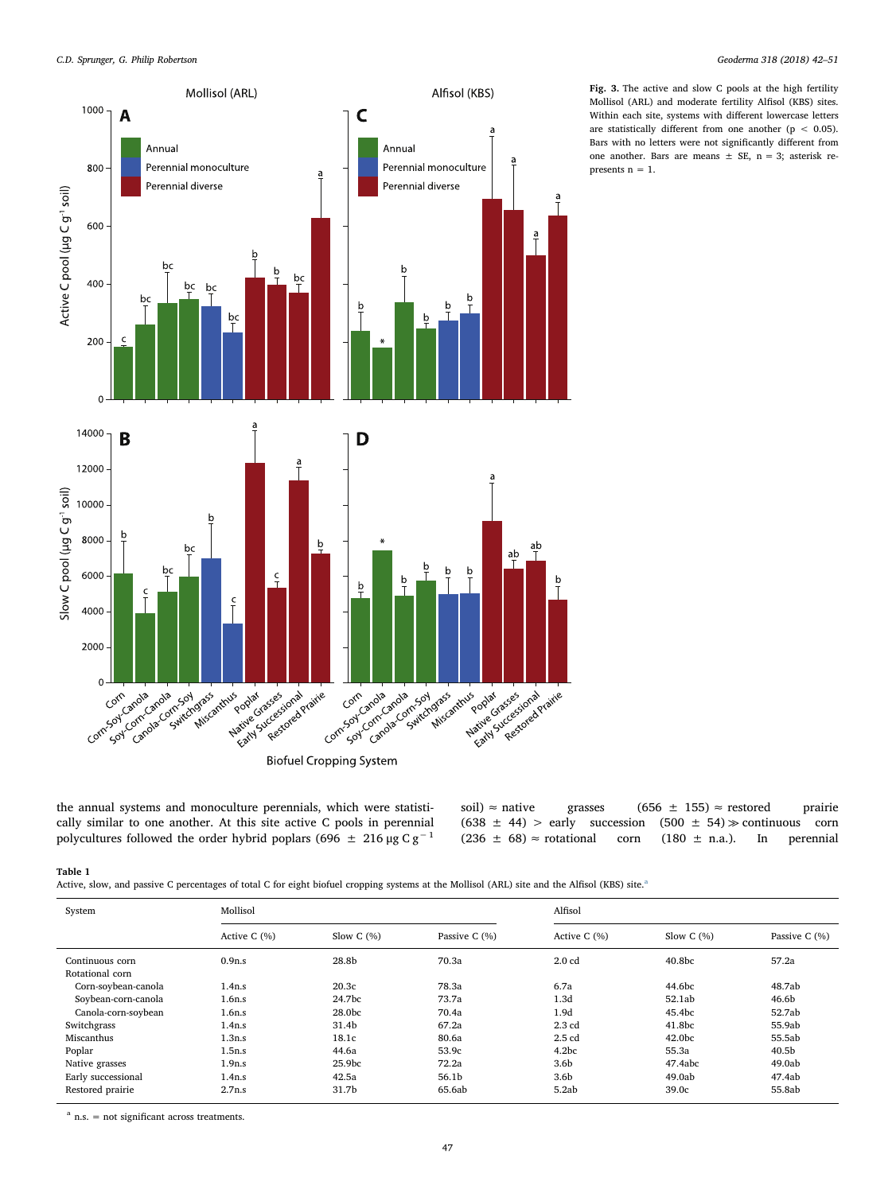Fig. 3. The active and slow C pools at the high fertility Mollisol (ARL) and moderate fertility Alfisol (KBS) sites. Within each site, systems with different lowercase letters are statistically different from one another ($p < 0.05$). Bars with no letters were not significantly different from one another. Bars are means ± SE, n = 3; asterisk represents n = 1.

the annual systems and monoculture perennials, which were statistically similar to one another. At this site active C pools in perennial polycultures followed the order hybrid poplars (696 ± 216 μg C g$^{-1}$ soil) ≈ native grasses (656 ± 155) ≈ restored prairie (638 ± 44) > early succession (500 ± 54) ≫ continuous corn (236 ± 68) ≈ rotational corn (180 ± n.a.). In perennial

**Table 1**
Active, slow, and passive C percentages of total C for eight biofuel cropping systems at the Mollisol (ARL) site and the Alfisol (KBS) site.[a]

| System | Mollisol | | | Alfisol | | |
|---|---|---|---|---|---|---|
| | Active C (%) | Slow C (%) | Passive C (%) | Active C (%) | Slow C (%) | Passive C (%) |
| Continuous corn | 0.9n.s | 28.8b | 70.3a | 2.0 cd | 40.8bc | 57.2a |
| Rotational corn | | | | | | |
| Corn-soybean-canola | 1.4n.s | 20.3c | 78.3a | 6.7a | 44.6bc | 48.7ab |
| Soybean-corn-canola | 1.6n.s | 24.7bc | 73.7a | 1.3d | 52.1ab | 46.6b |
| Canola-corn-soybean | 1.6n.s | 28.0bc | 70.4a | 1.9d | 45.4bc | 52.7ab |
| Switchgrass | 1.4n.s | 31.4b | 67.2a | 2.3 cd | 41.8bc | 55.9ab |
| Miscanthus | 1.3n.s | 18.1c | 80.6a | 2.5 cd | 42.0bc | 55.5ab |
| Poplar | 1.5n.s | 44.6a | 53.9c | 4.2bc | 55.3a | 40.5b |
| Native grasses | 1.9n.s | 25.9bc | 72.2a | 3.6b | 47.4abc | 49.0ab |
| Early successional | 1.4n.s | 42.5a | 56.1b | 3.6b | 49.0ab | 47.4ab |
| Restored prairie | 2.7n.s | 31.7b | 65.6ab | 5.2ab | 39.0c | 55.8ab |

[a] n.s. = not significant across treatments.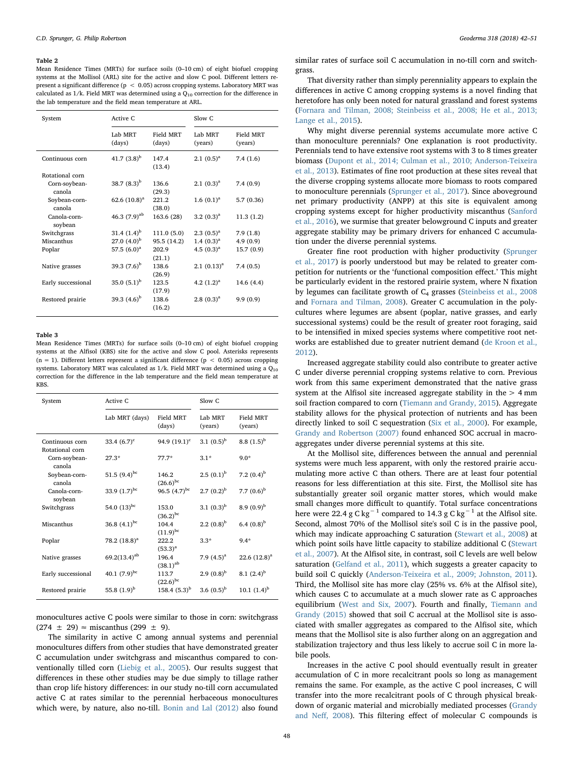**Table 2**

Mean Residence Times (MRTs) for surface soils (0–10 cm) of eight biofuel cropping systems at the Mollisol (ARL) site for the active and slow C pool. Different letters represent a significant difference ($p < 0.05$) across cropping systems. Laboratory MRT was calculated as 1/*k*. Field MRT was determined using a $Q_{10}$ correction for the difference in the lab temperature and the field mean temperature at ARL.

| System | Active C | | Slow C | |
|---|---|---|---|---|
| | Lab MRT (days) | Field MRT (days) | Lab MRT (years) | Field MRT (years) |
| Continuous corn | 41.7 (3.8)[b] | 147.4 (13.4) | 2.1 (0.5)[a] | 7.4 (1.6) |
| Rotational corn | | | | |
| Corn-soybean-canola | 38.7 (8.3)[b] | 136.6 (29.3) | 2.1 (0.3)[a] | 7.4 (0.9) |
| Soybean-corn-canola | 62.6 (10.8)[a] | 221.2 (38.0) | 1.6 (0.1)[a] | 5.7 (0.36) |
| Canola-corn-soybean | 46.3 (7.9)[ab] | 163.6 (28) | 3.2 (0.3)[a] | 11.3 (1.2) |
| Switchgrass | 31.4 (1.4)[b] | 111.0 (5.0) | 2.3 (0.5)[a] | 7.9 (1.8) |
| Miscanthus | 27.0 (4.0)[b] | 95.5 (14.2) | 1.4 (0.3)[a] | 4.9 (0.9) |
| Poplar | 57.5 (6.0)[a] | 202.9 (21.1) | 4.5 (0.3)[a] | 15.7 (0.9) |
| Native grasses | 39.3 (7.6)[b] | 138.6 (26.9) | 2.1 (0.13)[a] | 7.4 (0.5) |
| Early successional | 35.0 (5.1)[b] | 123.5 (17.9) | 4.2 (1.2)[a] | 14.6 (4.4) |
| Restored prairie | 39.3 (4.6)[b] | 138.6 (16.2) | 2.8 (0.3)[a] | 9.9 (0.9) |

**Table 3**

Mean Residence Times (MRTs) for surface soils (0–10 cm) of eight biofuel cropping systems at the Alfisol (KBS) site for the active and slow C pool. Asterisks represents (n = 1). Different letters represent a significant difference ($p < 0.05$) across cropping systems. Laboratory MRT was calculated as 1/*k*. Field MRT was determined using a $Q_{10}$ correction for the difference in the lab temperature and the field mean temperature at KBS.

| System | Active C | | Slow C | |
|---|---|---|---|---|
| | Lab MRT (days) | Field MRT (days) | Lab MRT (years) | Field MRT (years) |
| Continuous corn | 33.4 (6.7)[c] | 94.9 (19.1)[c] | 3.1 (0.5)[b] | 8.8 (1.5)[b] |
| Rotational corn | | | | |
| Corn-soybean-canola | 27.3* | 77.7* | 3.1* | 9.0* |
| Soybean-corn-canola | 51.5 (9.4)[bc] | 146.2 (26.6)[bc] | 2.5 (0.1)[b] | 7.2 (0.4)[b] |
| Canola-corn-soybean | 33.9 (1.7)[bc] | 96.5 (4.7)[bc] | 2.7 (0.2)[b] | 7.7 (0.6)[b] |
| Switchgrass | 54.0 (13)[bc] | 153.0 (36.2)[bc] | 3.1 (0.3)[b] | 8.9 (0.9)[b] |
| Miscanthus | 36.8 (4.1)[bc] | 104.4 (11.9)[bc] | 2.2 (0.8)[b] | 6.4 (0.8)[b] |
| Poplar | 78.2 (18.8)[a] | 222.2 (53.3)[a] | 3.3* | 9.4* |
| Native grasses | 69.2(13.4)[ab] | 196.4 (38.1)[ab] | 7.9 (4.5)[a] | 22.6 (12.8)[a] |
| Early successional | 40.1 (7.9)[bc] | 113.7 (22.6)[bc] | 2.9 (0.8)[b] | 8.1 (2.4)[b] |
| Restored prairie | 55.8 (1.9)[b] | 158.4 (5.3)[b] | 3.6 (0.5)[b] | 10.1 (1.4)[b] |

monocultures active C pools were similar to those in corn: switchgrass (274 ± 29) ≈ miscanthus (299 ± 9).

The similarity in active C among annual systems and perennial monocultures differs from other studies that have demonstrated greater C accumulation under switchgrass and miscanthus compared to conventionally tilled corn (Liebig et al., 2005). Our results suggest that differences in these other studies may be due simply to tillage rather than crop life history differences: in our study no-till corn accumulated active C at rates similar to the perennial herbaceous monocultures which were, by nature, also no-till. Bonin and Lal (2012) also found similar rates of surface soil C accumulation in no-till corn and switchgrass.

That diversity rather than simply perenniality appears to explain the differences in active C among cropping systems is a novel finding that heretofore has only been noted for natural grassland and forest systems (Fornara and Tilman, 2008; Steinbeiss et al., 2008; He et al., 2013; Lange et al., 2015).

Why might diverse perennial systems accumulate more active C than monoculture perennials? One explanation is root productivity. Perennials tend to have extensive root systems with 3 to 8 times greater biomass (Dupont et al., 2014; Culman et al., 2010; Anderson-Teixeira et al., 2013). Estimates of fine root production at these sites reveal that the diverse cropping systems allocate more biomass to roots compared to monoculture perennials (Sprunger et al., 2017). Since aboveground net primary productivity (ANPP) at this site is equivalent among cropping systems except for higher productivity miscanthus (Sanford et al., 2016), we surmise that greater belowground C inputs and greater aggregate stability may be primary drivers for enhanced C accumulation under the diverse perennial systems.

Greater fine root production with higher productivity (Sprunger et al., 2017) is poorly understood but may be related to greater competition for nutrients or the 'functional composition effect.' This might be particularly evident in the restored prairie system, where N fixation by legumes can facilitate growth of $C_4$ grasses (Steinbeiss et al., 2008 and Fornara and Tilman, 2008). Greater C accumulation in the polycultures where legumes are absent (poplar, native grasses, and early successional systems) could be the result of greater root foraging, said to be intensified in mixed species systems where competitive root networks are established due to greater nutrient demand (de Kroon et al., 2012).

Increased aggregate stability could also contribute to greater active C under diverse perennial cropping systems relative to corn. Previous work from this same experiment demonstrated that the native grass system at the Alfisol site increased aggregate stability in the > 4 mm soil fraction compared to corn (Tiemann and Grandy, 2015). Aggregate stability allows for the physical protection of nutrients and has been directly linked to soil C sequestration (Six et al., 2000). For example, Grandy and Robertson (2007) found enhanced SOC accrual in macroaggregates under diverse perennial systems at this site.

At the Mollisol site, differences between the annual and perennial systems were much less apparent, with only the restored prairie accumulating more active C than others. There are at least four potential reasons for less differentiation at this site. First, the Mollisol site has substantially greater soil organic matter stores, which would make small changes more difficult to quantify. Total surface concentrations here were 22.4 g C $kg^{-1}$ compared to 14.3 g C $kg^{-1}$ at the Alfisol site. Second, almost 70% of the Mollisol site's soil C is in the passive pool, which may indicate approaching C saturation (Stewart et al., 2008) at which point soils have little capacity to stabilize additional C (Stewart et al., 2007). At the Alfisol site, in contrast, soil C levels are well below saturation (Gelfand et al., 2011), which suggests a greater capacity to build soil C quickly (Anderson-Teixeira et al., 2009; Johnston, 2011). Third, the Mollisol site has more clay (25% vs. 6% at the Alfisol site), which causes C to accumulate at a much slower rate as C approaches equilibrium (West and Six, 2007). Fourth and finally, Tiemann and Grandy (2015) showed that soil C accrual at the Mollisol site is associated with smaller aggregates as compared to the Alfisol site, which means that the Mollisol site is also further along on an aggregation and stabilization trajectory and thus less likely to accrue soil C in more labile pools.

Increases in the active C pool should eventually result in greater accumulation of C in more recalcitrant pools so long as management remains the same. For example, as the active C pool increases, C will transfer into the more recalcitrant pools of C through physical breakdown of organic material and microbially mediated processes (Grandy and Neff, 2008). This filtering effect of molecular C compounds is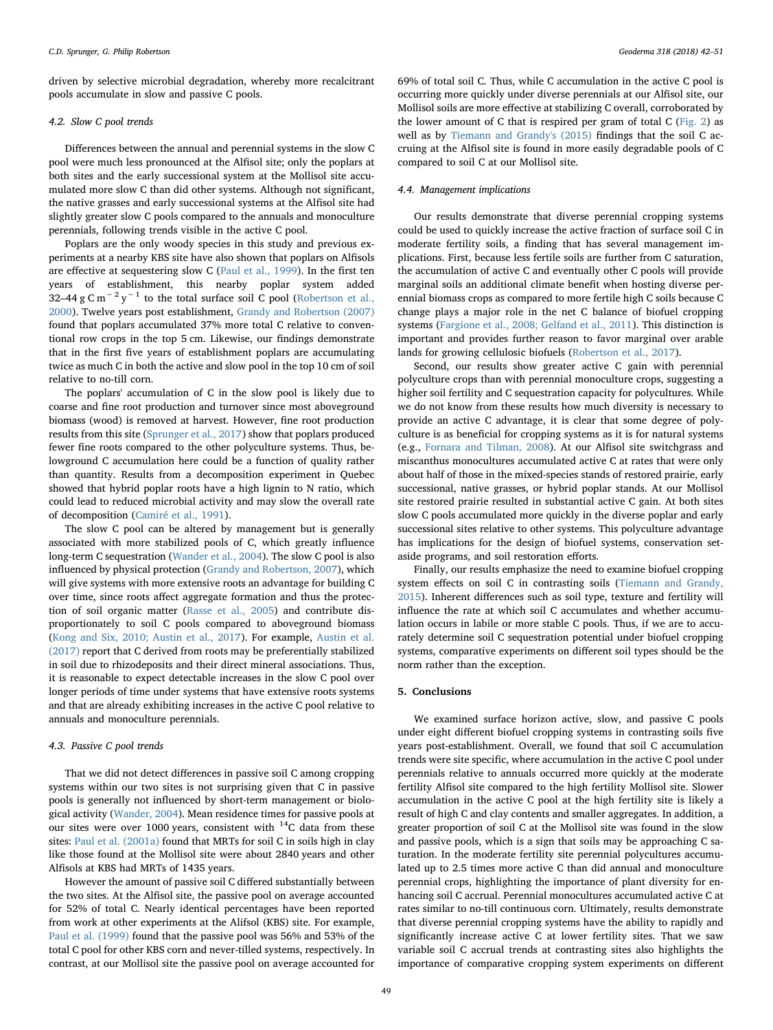driven by selective microbial degradation, whereby more recalcitrant pools accumulate in slow and passive C pools.

### 4.2. Slow C pool trends

Differences between the annual and perennial systems in the slow C pool were much less pronounced at the Alfisol site; only the poplars at both sites and the early successional system at the Mollisol site accumulated more slow C than did other systems. Although not significant, the native grasses and early successional systems at the Alfisol site had slightly greater slow C pools compared to the annuals and monoculture perennials, following trends visible in the active C pool.

Poplars are the only woody species in this study and previous experiments at a nearby KBS site have also shown that poplars on Alfisols are effective at sequestering slow C (Paul et al., 1999). In the first ten years of establishment, this nearby poplar system added 32–44 $g\,C\,m^{-2}\,y^{-1}$ to the total surface soil C pool (Robertson et al., 2000). Twelve years post establishment, Grandy and Robertson (2007) found that poplars accumulated 37% more total C relative to conventional row crops in the top 5 cm. Likewise, our findings demonstrate that in the first five years of establishment poplars are accumulating twice as much C in both the active and slow pool in the top 10 cm of soil relative to no-till corn.

The poplars' accumulation of C in the slow pool is likely due to coarse and fine root production and turnover since most aboveground biomass (wood) is removed at harvest. However, fine root production results from this site (Sprunger et al., 2017) show that poplars produced fewer fine roots compared to the other polyculture systems. Thus, belowground C accumulation here could be a function of quality rather than quantity. Results from a decomposition experiment in Quebec showed that hybrid poplar roots have a high lignin to N ratio, which could lead to reduced microbial activity and may slow the overall rate of decomposition (Camiré et al., 1991).

The slow C pool can be altered by management but is generally associated with more stabilized pools of C, which greatly influence long-term C sequestration (Wander et al., 2004). The slow C pool is also influenced by physical protection (Grandy and Robertson, 2007), which will give systems with more extensive roots an advantage for building C over time, since roots affect aggregate formation and thus the protection of soil organic matter (Rasse et al., 2005) and contribute disproportionately to soil C pools compared to aboveground biomass (Kong and Six, 2010; Austin et al., 2017). For example, Austin et al. (2017) report that C derived from roots may be preferentially stabilized in soil due to rhizodeposits and their direct mineral associations. Thus, it is reasonable to expect detectable increases in the slow C pool over longer periods of time under systems that have extensive roots systems and that are already exhibiting increases in the active C pool relative to annuals and monoculture perennials.

### 4.3. Passive C pool trends

That we did not detect differences in passive soil C among cropping systems within our two sites is not surprising given that C in passive pools is generally not influenced by short-term management or biological activity (Wander, 2004). Mean residence times for passive pools at our sites were over 1000 years, consistent with $^{14}C$ data from these sites: Paul et al. (2001a) found that MRTs for soil C in soils high in clay like those found at the Mollisol site were about 2840 years and other Alfisols at KBS had MRTs of 1435 years.

However the amount of passive soil C differed substantially between the two sites. At the Alfisol site, the passive pool on average accounted for 52% of total C. Nearly identical percentages have been reported from work at other experiments at the Alifsol (KBS) site. For example, Paul et al. (1999) found that the passive pool was 56% and 53% of the total C pool for other KBS corn and never-tilled systems, respectively. In contrast, at our Mollisol site the passive pool on average accounted for 69% of total soil C. Thus, while C accumulation in the active C pool is occurring more quickly under diverse perennials at our Alfisol site, our Mollisol soils are more effective at stabilizing C overall, corroborated by the lower amount of C that is respired per gram of total C (Fig. 2) as well as by Tiemann and Grandy's (2015) findings that the soil C accruing at the Alfisol site is found in more easily degradable pools of C compared to soil C at our Mollisol site.

### 4.4. Management implications

Our results demonstrate that diverse perennial cropping systems could be used to quickly increase the active fraction of surface soil C in moderate fertility soils, a finding that has several management implications. First, because less fertile soils are further from C saturation, the accumulation of active C and eventually other C pools will provide marginal soils an additional climate benefit when hosting diverse perennial biomass crops as compared to more fertile high C soils because C change plays a major role in the net C balance of biofuel cropping systems (Fargione et al., 2008; Gelfand et al., 2011). This distinction is important and provides further reason to favor marginal over arable lands for growing cellulosic biofuels (Robertson et al., 2017).

Second, our results show greater active C gain with perennial polyculture crops than with perennial monoculture crops, suggesting a higher soil fertility and C sequestration capacity for polycultures. While we do not know from these results how much diversity is necessary to provide an active C advantage, it is clear that some degree of polyculture is as beneficial for cropping systems as it is for natural systems (e.g., Fornara and Tilman, 2008). At our Alfisol site switchgrass and miscanthus monocultures accumulated active C at rates that were only about half of those in the mixed-species stands of restored prairie, early successional, native grasses, or hybrid poplar stands. At our Mollisol site restored prairie resulted in substantial active C gain. At both sites slow C pools accumulated more quickly in the diverse poplar and early successional sites relative to other systems. This polyculture advantage has implications for the design of biofuel systems, conservation set-aside programs, and soil restoration efforts.

Finally, our results emphasize the need to examine biofuel cropping system effects on soil C in contrasting soils (Tiemann and Grandy, 2015). Inherent differences such as soil type, texture and fertility will influence the rate at which soil C accumulates and whether accumulation occurs in labile or more stable C pools. Thus, if we are to accurately determine soil C sequestration potential under biofuel cropping systems, comparative experiments on different soil types should be the norm rather than the exception.

## 5. Conclusions

We examined surface horizon active, slow, and passive C pools under eight different biofuel cropping systems in contrasting soils five years post-establishment. Overall, we found that soil C accumulation trends were site specific, where accumulation in the active C pool under perennials relative to annuals occurred more quickly at the moderate fertility Alfisol site compared to the high fertility Mollisol site. Slower accumulation in the active C pool at the high fertility site is likely a result of high C and clay contents and smaller aggregates. In addition, a greater proportion of soil C at the Mollisol site was found in the slow and passive pools, which is a sign that soils may be approaching C saturation. In the moderate fertility site perennial polycultures accumulated up to 2.5 times more active C than did annual and monoculture perennial crops, highlighting the importance of plant diversity for enhancing soil C accrual. Perennial monocultures accumulated active C at rates similar to no-till continuous corn. Ultimately, results demonstrate that diverse perennial cropping systems have the ability to rapidly and significantly increase active C at lower fertility sites. That we saw variable soil C accrual trends at contrasting sites also highlights the importance of comparative cropping system experiments on different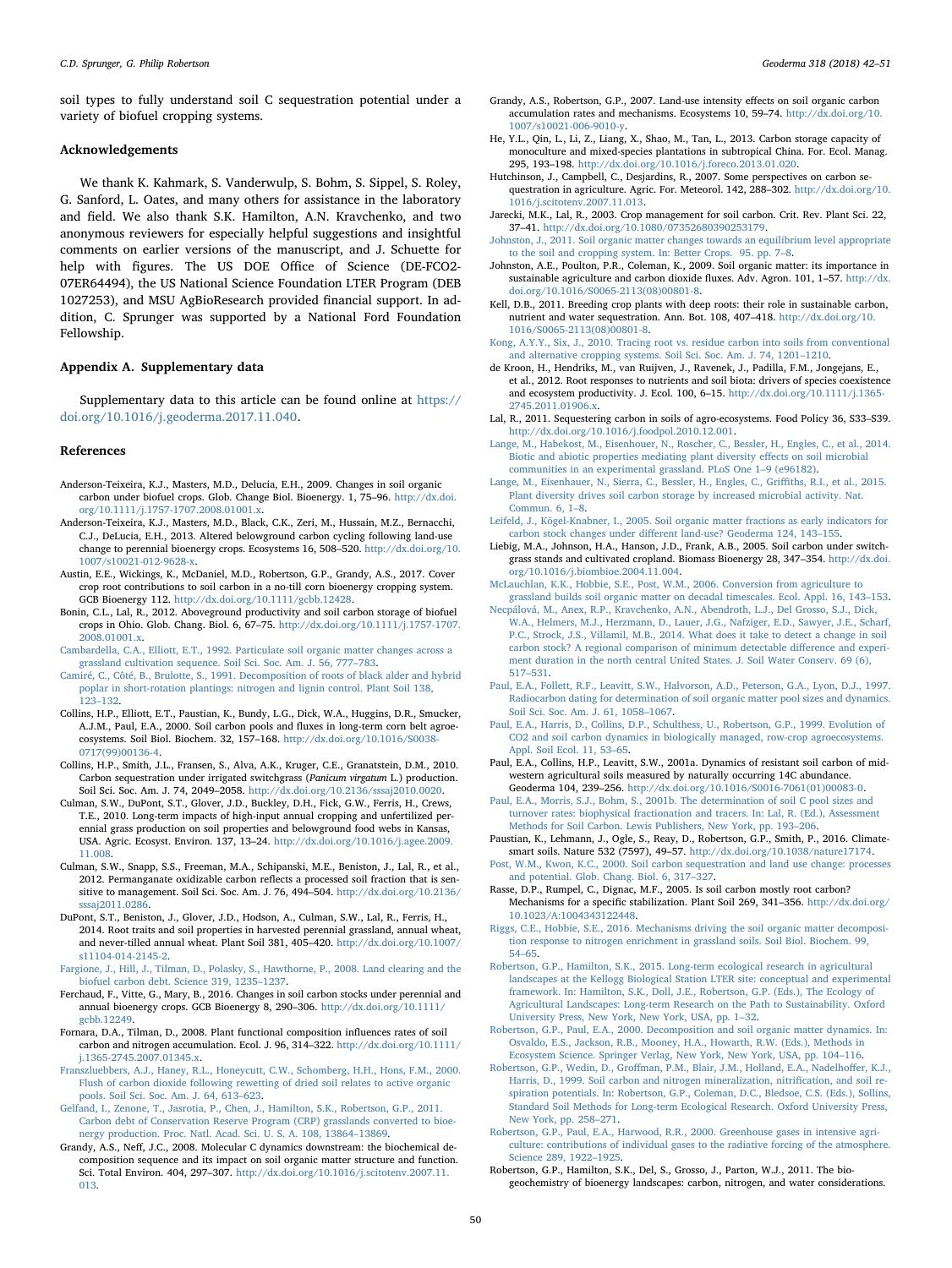soil types to fully understand soil C sequestration potential under a variety of biofuel cropping systems.

## Acknowledgements

We thank K. Kahmark, S. Vanderwulp, S. Bohm, S. Sippel, S. Roley, G. Sanford, L. Oates, and many others for assistance in the laboratory and field. We also thank S.K. Hamilton, A.N. Kravchenko, and two anonymous reviewers for especially helpful suggestions and insightful comments on earlier versions of the manuscript, and J. Schuette for help with figures. The US DOE Office of Science (DE-FCO2-07ER64494), the US National Science Foundation LTER Program (DEB 1027253), and MSU AgBioResearch provided financial support. In addition, C. Sprunger was supported by a National Ford Foundation Fellowship.

## Appendix A. Supplementary data

Supplementary data to this article can be found online at https://doi.org/10.1016/j.geoderma.2017.11.040.

## References

Anderson-Teixeira, K.J., Masters, M.D., Delucia, E.H., 2009. Changes in soil organic carbon under biofuel crops. Glob. Change Biol. Bioenergy. 1, 75–96. http://dx.doi.org/10.1111/j.1757-1707.2008.01001.x.

Anderson-Teixeira, K.J., Masters, M.D., Black, C.K., Zeri, M., Hussain, M.Z., Bernacchi, C.J., DeLucia, E.H., 2013. Altered belowground carbon cycling following land-use change to perennial bioenergy crops. Ecosystems 16, 508–520. http://dx.doi.org/10.1007/s10021-012-9628-x.

Austin, E.E., Wickings, K., McDaniel, M.D., Robertson, G.P., Grandy, A.S., 2017. Cover crop root contributions to soil carbon in a no-till corn bioenergy cropping system. GCB Bioenergy 112. http://dx.doi.org/10.1111/gcbb.12428.

Bonin, C.L., Lal, R., 2012. Aboveground productivity and soil carbon storage of biofuel crops in Ohio. Glob. Chang. Biol. 6, 67–75. http://dx.doi.org/10.1111/j.1757-1707.2008.01001.x.

Cambardella, C.A., Elliott, E.T., 1992. Particulate soil organic matter changes across a grassland cultivation sequence. Soil Sci. Soc. Am. J. 56, 777–783.

Camiré, C., Côté, B., Brulotte, S., 1991. Decomposition of roots of black alder and hybrid poplar in short-rotation plantings: nitrogen and lignin control. Plant Soil 138, 123–132.

Collins, H.P., Elliott, E.T., Paustian, K., Bundy, L.G., Dick, W.A., Huggins, D.R., Smucker, A.J.M., Paul, E.A., 2000. Soil carbon pools and fluxes in long-term corn belt agroecosystems. Soil Biol. Biochem. 32, 157–168. http://dx.doi.org/10.1016/S0038-0717(99)00136-4.

Collins, H.P., Smith, J.L., Fransen, S., Alva, A.K., Kruger, C.E., Granatstein, D.M., 2010. Carbon sequestration under irrigated switchgrass (*Panicum virgatum* L.) production. Soil Sci. Soc. Am. J. 74, 2049–2058. http://dx.doi.org/10.2136/sssaj2010.0020.

Culman, S.W., DuPont, S.T., Glover, J.D., Buckley, D.H., Fick, G.W., Ferris, H., Crews, T.E., 2010. Long-term impacts of high-input annual cropping and unfertilized perennial grass production on soil properties and belowground food webs in Kansas, USA. Agric. Ecosyst. Environ. 137, 13–24. http://dx.doi.org/10.1016/j.agee.2009.11.008.

Culman, S.W., Snapp, S.S., Freeman, M.A., Schipanski, M.E., Beniston, J., Lal, R., et al., 2012. Permanganate oxidizable carbon reflects a processed soil fraction that is sensitive to management. Soil Sci. Soc. Am. J. 76, 494–504. http://dx.doi.org/10.2136/sssaj2011.0286.

DuPont, S.T., Beniston, J., Glover, J.D., Hodson, A., Culman, S.W., Lal, R., Ferris, H., 2014. Root traits and soil properties in harvested perennial grassland, annual wheat, and never-tilled annual wheat. Plant Soil 381, 405–420. http://dx.doi.org/10.1007/s11104-014-2145-2.

Fargione, J., Hill, J., Tilman, D., Polasky, S., Hawthorne, P., 2008. Land clearing and the biofuel carbon debt. Science 319, 1235–1237.

Ferchaud, F., Vitte, G., Mary, B., 2016. Changes in soil carbon stocks under perennial and annual bioenergy crops. GCB Bioenergy 8, 290–306. http://dx.doi.org/10.1111/gcbb.12249.

Fornara, D.A., Tilman, D., 2008. Plant functional composition influences rates of soil carbon and nitrogen accumulation. Ecol. J. 96, 314–322. http://dx.doi.org/10.1111/j.1365-2745.2007.01345.x.

Franzluebbers, A.J., Haney, R.L., Honeycutt, C.W., Schomberg, H.H., Hons, F.M., 2000. Flush of carbon dioxide following rewetting of dried soil relates to active organic pools. Soil Sci. Soc. Am. J. 64, 613–623.

Gelfand, I., Zenone, T., Jasrotia, P., Chen, J., Hamilton, S.K., Robertson, G.P., 2011. Carbon debt of Conservation Reserve Program (CRP) grasslands converted to bioenergy production. Proc. Natl. Acad. Sci. U. S. A. 108, 13864–13869.

Grandy, A.S., Neff, J.C., 2008. Molecular C dynamics downstream: the biochemical decomposition sequence and its impact on soil organic matter structure and function. Sci. Total Environ. 404, 297–307. http://dx.doi.org/10.1016/j.scitotenv.2007.11.013.

Grandy, A.S., Robertson, G.P., 2007. Land-use intensity effects on soil organic carbon accumulation rates and mechanisms. Ecosystems 10, 59–74. http://dx.doi.org/10.1007/s10021-006-9010-y.

He, Y.L., Qin, L., Li, Z., Liang, X., Shao, M., Tan, L., 2013. Carbon storage capacity of monoculture and mixed-species plantations in subtropical China. For. Ecol. Manag. 295, 193–198. http://dx.doi.org/10.1016/j.foreco.2013.01.020.

Hutchinson, J., Campbell, C., Desjardins, R., 2007. Some perspectives on carbon sequestration in agriculture. Agric. For. Meteorol. 142, 288–302. http://dx.doi.org/10.1016/j.scitotenv.2007.11.013.

Jarecki, M.K., Lal, R., 2003. Crop management for soil carbon. Crit. Rev. Plant Sci. 22, 37–41. http://dx.doi.org/10.1080/07352680390253179.

Johnston, J., 2011. Soil organic matter changes towards an equilibrium level appropriate to the soil and cropping system. In: Better Crops. 95. pp. 7–8.

Johnston, A.E., Poulton, P.R., Coleman, K., 2009. Soil organic matter: its importance in sustainable agriculture and carbon dioxide fluxes. Adv. Agron. 101, 1–57. http://dx.doi.org/10.1016/S0065-2113(08)00801-8.

Kell, D.B., 2011. Breeding crop plants with deep roots: their role in sustainable carbon, nutrient and water sequestration. Ann. Bot. 108, 407–418. http://dx.doi.org/10.1016/S0065-2113(08)00801-8.

Kong, A.Y.Y., Six, J., 2010. Tracing root vs. residue carbon into soils from conventional and alternative cropping systems. Soil Sci. Soc. Am. J. 74, 1201–1210.

de Kroon, H., Hendriks, M., van Ruijven, J., Ravenek, J., Padilla, F.M., Jongejans, E., et al., 2012. Root responses to nutrients and soil biota: drivers of species coexistence and ecosystem productivity. J. Ecol. 100, 6–15. http://dx.doi.org/10.1111/j.1365-2745.2011.01906.x.

Lal, R., 2011. Sequestering carbon in soils of agro-ecosystems. Food Policy 36, S33–S39. http://dx.doi.org/10.1016/j.foodpol.2010.12.001.

Lange, M., Habekost, M., Eisenhouer, N., Roscher, C., Bessler, H., Engles, C., et al., 2014. Biotic and abiotic properties mediating plant diversity effects on soil microbial communities in an experimental grassland. PLoS One 1–9 (e96182).

Lange, M., Eisenhauer, N., Sierra, C., Bessler, H., Engles, C., Griffiths, R.I., et al., 2015. Plant diversity drives soil carbon storage by increased microbial activity. Nat. Commun. 6, 1–8.

Leifeld, J., Kögel-Knabner, I., 2005. Soil organic matter fractions as early indicators for carbon stock changes under different land-use? Geoderma 124, 143–155.

Liebig, M.A., Johnson, H.A., Hanson, J.D., Frank, A.B., 2005. Soil carbon under switchgrass stands and cultivated cropland. Biomass Bioenergy 28, 347–354. http://dx.doi.org/10.1016/j.biombioe.2004.11.004.

McLauchlan, K.K., Hobbie, S.E., Post, W.M., 2006. Conversion from agriculture to grassland builds soil organic matter on decadal timescales. Ecol. Appl. 16, 143–153.

Necpálová, M., Anex, R.P., Kravchenko, A.N., Abendroth, L.J., Del Grosso, S.J., Dick, W.A., Helmers, M.J., Herzmann, D., Lauer, J.G., Nafziger, E.D., Sawyer, J.E., Scharf, P.C., Strock, J.S., Villamil, M.B., 2014. What does it take to detect a change in soil carbon stock? A regional comparison of minimum detectable difference and experiment duration in the north central United States. J. Soil Water Conserv. 69 (6), 517–531.

Paul, E.A., Follett, R.F., Leavitt, S.W., Halvorson, A.D., Peterson, G.A., Lyon, D.J., 1997. Radiocarbon dating for determination of soil organic matter pool sizes and dynamics. Soil Sci. Soc. Am. J. 61, 1058–1067.

Paul, E.A., Harris, D., Collins, H.P., Schulthess, U., Robertson, G.P., 1999. Evolution of CO2 and soil carbon dynamics in biologically managed, row-crop agroecosystems. Appl. Soil Ecol. 11, 53–65.

Paul, E.A., Collins, H.P., Leavitt, S.W., 2001a. Dynamics of resistant soil carbon of midwestern agricultural soils measured by naturally occurring 14C abundance. Geoderma 104, 239–256. http://dx.doi.org/10.1016/S0016-7061(01)00083-0.

Paul, E.A., Morris, S.J., Bohm, S., 2001b. The determination of soil C pool sizes and turnover rates: biophysical fractionation and tracers. In: Lal, R. (Ed.), Assessment Methods for Soil Carbon. Lewis Publishers, New York, pp. 193–206.

Paustian, K., Lehmann, J., Ogle, S., Reay, D., Robertson, G.P., Smith, P., 2016. Climate-smart soils. Nature 532 (7597), 49–57. http://dx.doi.org/10.1038/nature17174.

Post, W.M., Kwon, K.C., 2000. Soil carbon sequestration and land use change: processes and potential. Glob. Chang. Biol. 6, 317–327.

Rasse, D.P., Rumpel, C., Dignac, M.F., 2005. Is soil carbon mostly root carbon? Mechanisms for a specific stabilization. Plant Soil 269, 341–356. http://dx.doi.org/10.1023/A:1004343122448.

Riggs, C.E., Hobbie, S.E., 2016. Mechanisms driving the soil organic matter decomposition response to nitrogen enrichment in grassland soils. Soil Biol. Biochem. 99, 54–65.

Robertson, G.P., Hamilton, S.K., 2015. Long-term ecological research in agricultural landscapes at the Kellogg Biological Station LTER site: conceptual and experimental framework. In: Hamilton, S.K., Doll, J.E., Robertson, G.P. (Eds.), The Ecology of Agricultural Landscapes: Long-term Research on the Path to Sustainability. Oxford University Press, New York, New York, USA, pp. 1–32.

Robertson, G.P., Paul, E.A., 2000. Decomposition and soil organic matter dynamics. In: Osvaldo, E.S., Jackson, R.B., Mooney, H.A., Howarth, R.W. (Eds.), Methods in Ecosystem Science. Springer Verlag, New York, New York, USA, pp. 104–116.

Robertson, G.P., Wedin, D., Groffman, P.M., Blair, J.M., Holland, E.A., Nadelhoffer, K.J., Harris, D., 1999. Soil carbon and nitrogen mineralization, nitrification, and soil respiration potentials. In: Robertson, G.P., Coleman, D.C., Bledsoe, C.S. (Eds.), Sollins, Standard Soil Methods for Long-term Ecological Research. Oxford University Press, New York, pp. 258–271.

Robertson, G.P., Paul, E.A., Harwood, R.R., 2000. Greenhouse gases in intensive agriculture: contributions of individual gases to the radiative forcing of the atmosphere. Science 289, 1922–1925.

Robertson, G.P., Hamilton, S.K., Del, S., Grosso, J., Parton, W.J., 2011. The biogeochemistry of bioenergy landscapes: carbon, nitrogen, and water considerations.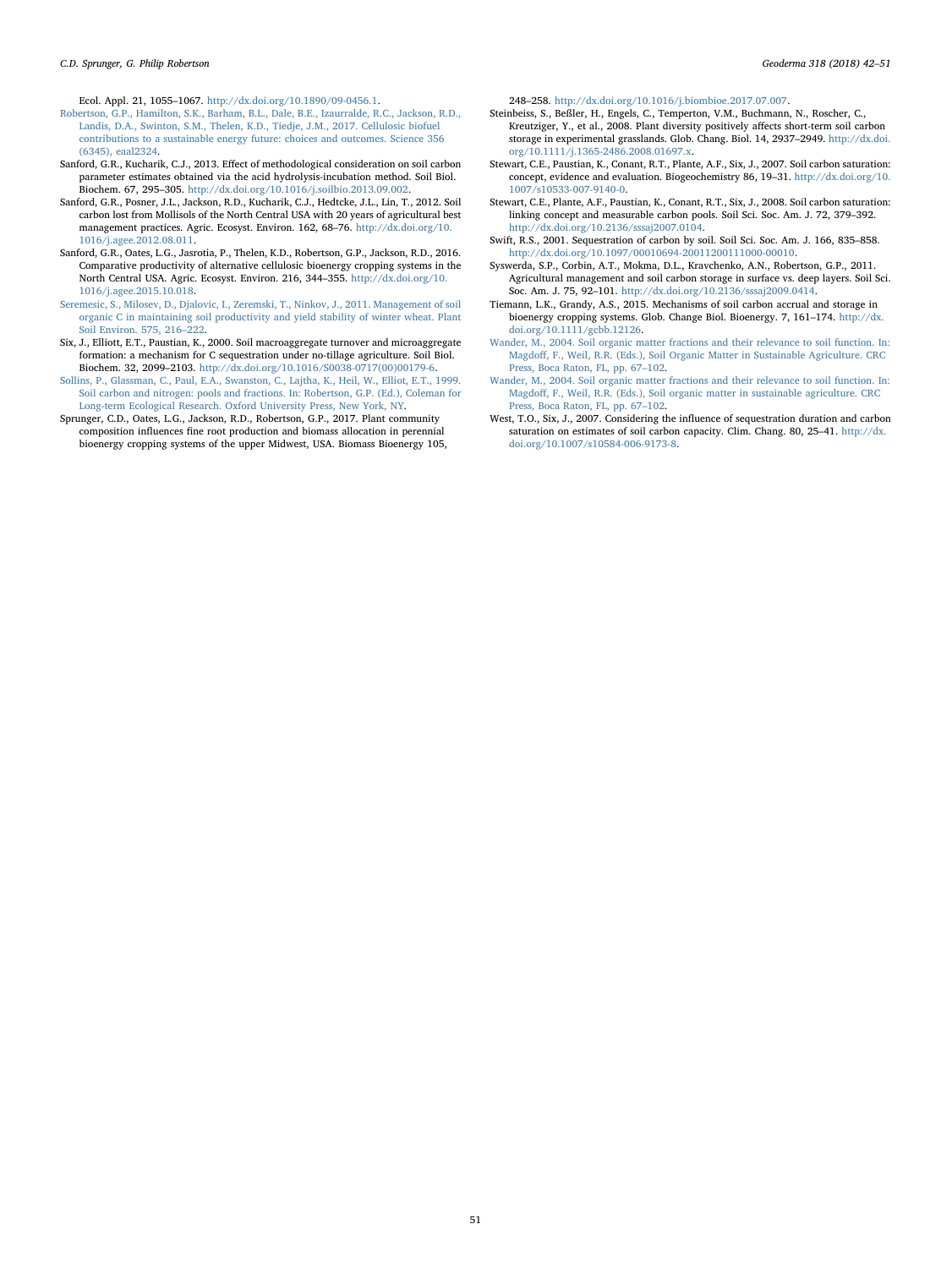Ecol. Appl. 21, 1055–1067. http://dx.doi.org/10.1890/09-0456.1.

Robertson, G.P., Hamilton, S.K., Barham, B.L., Dale, B.E., Izaurralde, R.C., Jackson, R.D., Landis, D.A., Swinton, S.M., Thelen, K.D., Tiedje, J.M., 2017. Cellulosic biofuel contributions to a sustainable energy future: choices and outcomes. Science 356 (6345), eaal2324.

Sanford, G.R., Kucharik, C.J., 2013. Effect of methodological consideration on soil carbon parameter estimates obtained via the acid hydrolysis-incubation method. Soil Biol. Biochem. 67, 295–305. http://dx.doi.org/10.1016/j.soilbio.2013.09.002.

Sanford, G.R., Posner, J.L., Jackson, R.D., Kucharik, C.J., Hedtcke, J.L., Lin, T., 2012. Soil carbon lost from Mollisols of the North Central USA with 20 years of agricultural best management practices. Agric. Ecosyst. Environ. 162, 68–76. http://dx.doi.org/10.1016/j.agee.2012.08.011.

Sanford, G.R., Oates, L.G., Jasrotia, P., Thelen, K.D., Robertson, G.P., Jackson, R.D., 2016. Comparative productivity of alternative cellulosic bioenergy cropping systems in the North Central USA. Agric. Ecosyst. Environ. 216, 344–355. http://dx.doi.org/10.1016/j.agee.2015.10.018.

Seremesic, S., Milosev, D., Djalovic, I., Zeremski, T., Ninkov, J., 2011. Management of soil organic C in maintaining soil productivity and yield stability of winter wheat. Plant Soil Environ. 575, 216–222.

Six, J., Elliott, E.T., Paustian, K., 2000. Soil macroaggregate turnover and microaggregate formation: a mechanism for C sequestration under no-tillage agriculture. Soil Biol. Biochem. 32, 2099–2103. http://dx.doi.org/10.1016/S0038-0717(00)00179-6.

Sollins, P., Glassman, C., Paul, E.A., Swanston, C., Lajtha, K., Heil, W., Elliot, E.T., 1999. Soil carbon and nitrogen: pools and fractions. In: Robertson, G.P. (Ed.), Coleman for Long-term Ecological Research. Oxford University Press, New York, NY.

Sprunger, C.D., Oates, L.G., Jackson, R.D., Robertson, G.P., 2017. Plant community composition influences fine root production and biomass allocation in perennial bioenergy cropping systems of the upper Midwest, USA. Biomass Bioenergy 105, 248–258. http://dx.doi.org/10.1016/j.biombioe.2017.07.007.

Steinbeiss, S., Beßler, H., Engels, C., Temperton, V.M., Buchmann, N., Roscher, C., Kreutziger, Y., et al., 2008. Plant diversity positively affects short-term soil carbon storage in experimental grasslands. Glob. Chang. Biol. 14, 2937–2949. http://dx.doi.org/10.1111/j.1365-2486.2008.01697.x.

Stewart, C.E., Paustian, K., Conant, R.T., Plante, A.F., Six, J., 2007. Soil carbon saturation: concept, evidence and evaluation. Biogeochemistry 86, 19–31. http://dx.doi.org/10.1007/s10533-007-9140-0.

Stewart, C.E., Plante, A.F., Paustian, K., Conant, R.T., Six, J., 2008. Soil carbon saturation: linking concept and measurable carbon pools. Soil Sci. Soc. Am. J. 72, 379–392. http://dx.doi.org/10.2136/sssaj2007.0104.

Swift, R.S., 2001. Sequestration of carbon by soil. Soil Sci. Soc. Am. J. 166, 835–858. http://dx.doi.org/10.1097/00010694-200111000-00010.

Syswerda, S.P., Corbin, A.T., Mokma, D.L., Kravchenko, A.N., Robertson, G.P., 2011. Agricultural management and soil carbon storage in surface vs. deep layers. Soil Sci. Soc. Am. J. 75, 92–101. http://dx.doi.org/10.2136/sssaj2009.0414.

Tiemann, L.K., Grandy, A.S., 2015. Mechanisms of soil carbon accrual and storage in bioenergy cropping systems. Glob. Change Biol. Bioenergy. 7, 161–174. http://dx.doi.org/10.1111/gcbb.12126.

Wander, M., 2004. Soil organic matter fractions and their relevance to soil function. In: Magdoff, F., Weil, R.R. (Eds.), Soil Organic Matter in Sustainable Agriculture. CRC Press, Boca Raton, FL, pp. 67–102.

Wander, M., 2004. Soil organic matter fractions and their relevance to soil function. In: Magdoff, F., Weil, R.R. (Eds.), Soil organic matter in sustainable agriculture. CRC Press, Boca Raton, FL, pp. 67–102.

West, T.O., Six, J., 2007. Considering the influence of sequestration duration and carbon saturation on estimates of soil carbon capacity. Clim. Chang. 80, 25–41. http://dx.doi.org/10.1007/s10584-006-9173-8.